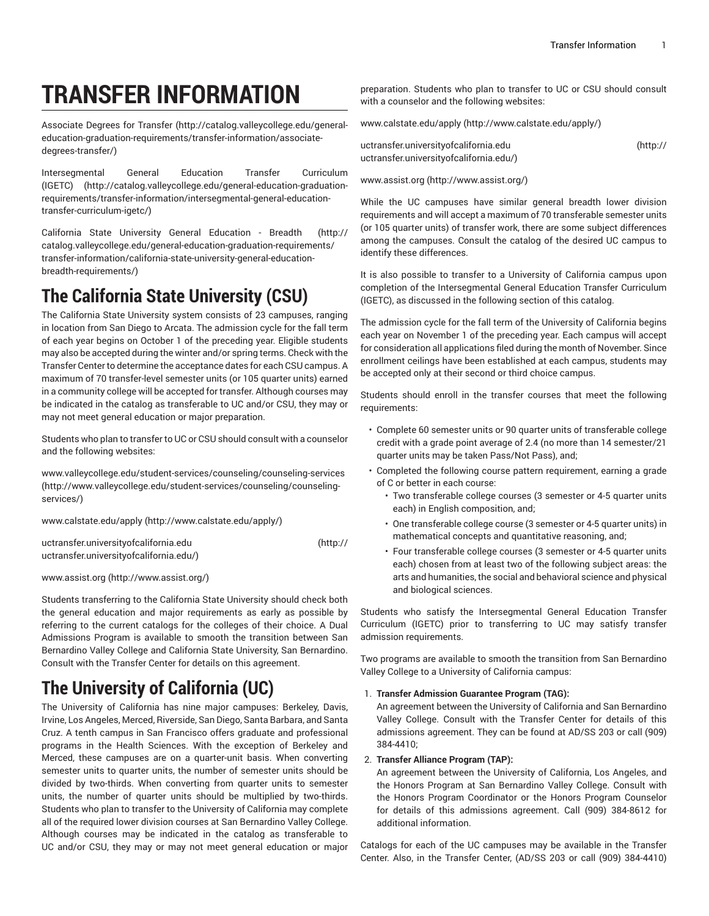// TRANSFER INFORMATION

Associate Degrees for Transfer (http://catalog.valleycollege.edu/general-education-graduation-requirements/transfer-information/associate-degrees-transfer/)

Intersegmental General Education Transfer Curriculum (IGETC) (http://catalog.valleycollege.edu/general-education-graduation-requirements/transfer-information/intersegmental-general-education-transfer-curriculum-igetc/)

California State University General Education - Breadth (http://catalog.valleycollege.edu/general-education-graduation-requirements/transfer-information/california-state-university-general-education-breadth-requirements/)

## The California State University (CSU)

The California State University system consists of 23 campuses, ranging in location from San Diego to Arcata. The admission cycle for the fall term of each year begins on October 1 of the preceding year. Eligible students may also be accepted during the winter and/or spring terms. Check with the Transfer Center to determine the acceptance dates for each CSU campus. A maximum of 70 transfer-level semester units (or 105 quarter units) earned in a community college will be accepted for transfer. Although courses may be indicated in the catalog as transferable to UC and/or CSU, they may or may not meet general education or major preparation.

Students who plan to transfer to UC or CSU should consult with a counselor and the following websites:

www.valleycollege.edu/student-services/counseling/counseling-services (http://www.valleycollege.edu/student-services/counseling/counseling-services/)

www.calstate.edu/apply (http://www.calstate.edu/apply/)

uctransfer.universityofcalifornia.edu (http://uctransfer.universityofcalifornia.edu/)

www.assist.org (http://www.assist.org/)

Students transferring to the California State University should check both the general education and major requirements as early as possible by referring to the current catalogs for the colleges of their choice. A Dual Admissions Program is available to smooth the transition between San Bernardino Valley College and California State University, San Bernardino. Consult with the Transfer Center for details on this agreement.

## The University of California (UC)

The University of California has nine major campuses: Berkeley, Davis, Irvine, Los Angeles, Merced, Riverside, San Diego, Santa Barbara, and Santa Cruz. A tenth campus in San Francisco offers graduate and professional programs in the Health Sciences. With the exception of Berkeley and Merced, these campuses are on a quarter-unit basis. When converting semester units to quarter units, the number of semester units should be divided by two-thirds. When converting from quarter units to semester units, the number of quarter units should be multiplied by two-thirds. Students who plan to transfer to the University of California may complete all of the required lower division courses at San Bernardino Valley College. Although courses may be indicated in the catalog as transferable to UC and/or CSU, they may or may not meet general education or major preparation. Students who plan to transfer to UC or CSU should consult with a counselor and the following websites:

www.calstate.edu/apply (http://www.calstate.edu/apply/)

uctransfer.universityofcalifornia.edu (http://uctransfer.universityofcalifornia.edu/)

www.assist.org (http://www.assist.org/)

While the UC campuses have similar general breadth lower division requirements and will accept a maximum of 70 transferable semester units (or 105 quarter units) of transfer work, there are some subject differences among the campuses. Consult the catalog of the desired UC campus to identify these differences.

It is also possible to transfer to a University of California campus upon completion of the Intersegmental General Education Transfer Curriculum (IGETC), as discussed in the following section of this catalog.

The admission cycle for the fall term of the University of California begins each year on November 1 of the preceding year. Each campus will accept for consideration all applications filed during the month of November. Since enrollment ceilings have been established at each campus, students may be accepted only at their second or third choice campus.

Students should enroll in the transfer courses that meet the following requirements:

- Complete 60 semester units or 90 quarter units of transferable college credit with a grade point average of 2.4 (no more than 14 semester/21 quarter units may be taken Pass/Not Pass), and;
- Completed the following course pattern requirement, earning a grade of C or better in each course:
  - Two transferable college courses (3 semester or 4-5 quarter units each) in English composition, and;
  - One transferable college course (3 semester or 4-5 quarter units) in mathematical concepts and quantitative reasoning, and;
  - Four transferable college courses (3 semester or 4-5 quarter units each) chosen from at least two of the following subject areas: the arts and humanities, the social and behavioral science and physical and biological sciences.

Students who satisfy the Intersegmental General Education Transfer Curriculum (IGETC) prior to transferring to UC may satisfy transfer admission requirements.

Two programs are available to smooth the transition from San Bernardino Valley College to a University of California campus:

1. **Transfer Admission Guarantee Program (TAG):**
   An agreement between the University of California and San Bernardino Valley College. Consult with the Transfer Center for details of this admissions agreement. They can be found at AD/SS 203 or call (909) 384-4410;
2. **Transfer Alliance Program (TAP):**
   An agreement between the University of California, Los Angeles, and the Honors Program at San Bernardino Valley College. Consult with the Honors Program Coordinator or the Honors Program Counselor for details of this admissions agreement. Call (909) 384-8612 for additional information.

Catalogs for each of the UC campuses may be available in the Transfer Center. Also, in the Transfer Center, (AD/SS 203 or call (909) 384-4410)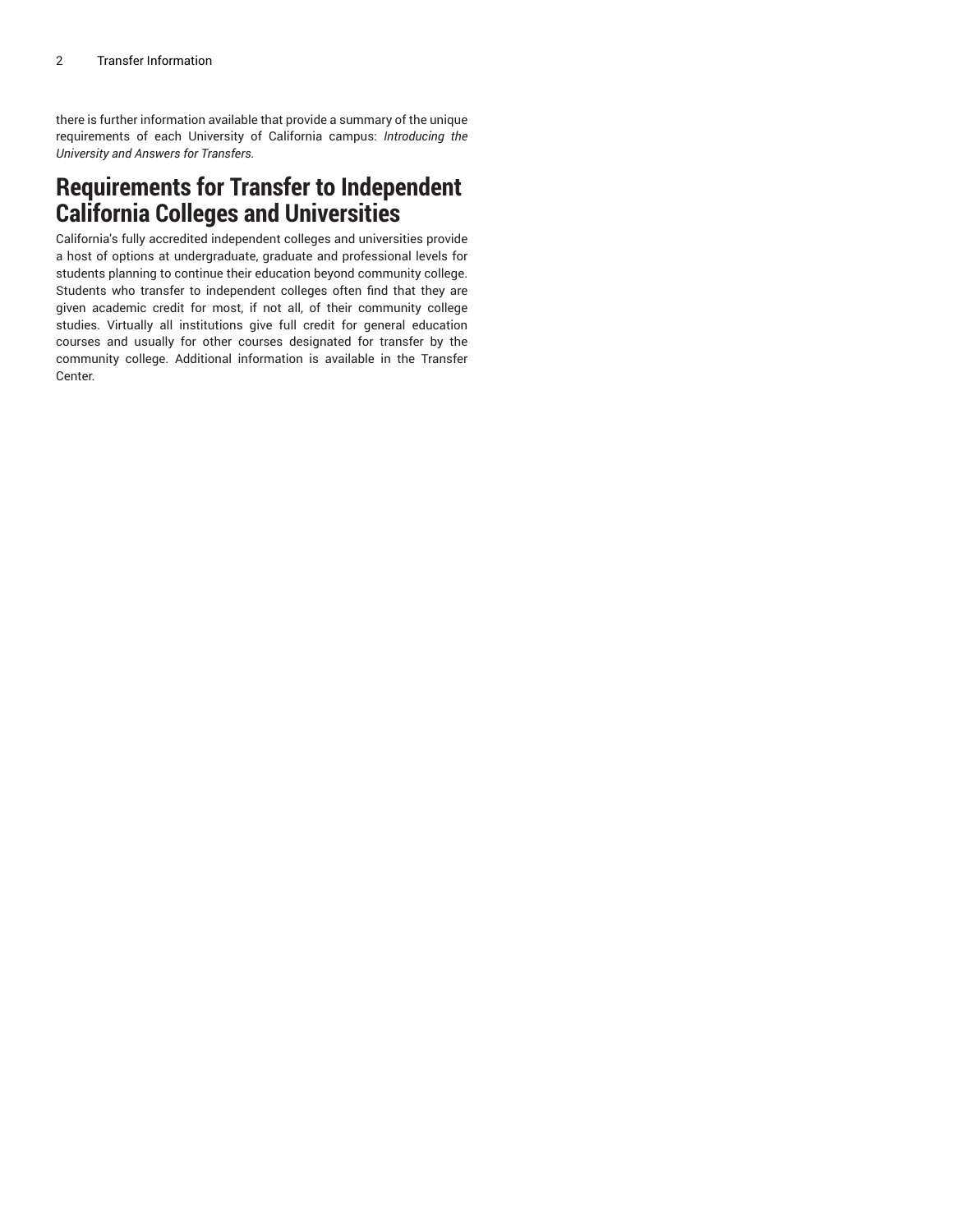there is further information available that provide a summary of the unique requirements of each University of California campus: *Introducing the University and Answers for Transfers.*

## Requirements for Transfer to Independent California Colleges and Universities

California's fully accredited independent colleges and universities provide a host of options at undergraduate, graduate and professional levels for students planning to continue their education beyond community college. Students who transfer to independent colleges often find that they are given academic credit for most, if not all, of their community college studies. Virtually all institutions give full credit for general education courses and usually for other courses designated for transfer by the community college. Additional information is available in the Transfer Center.